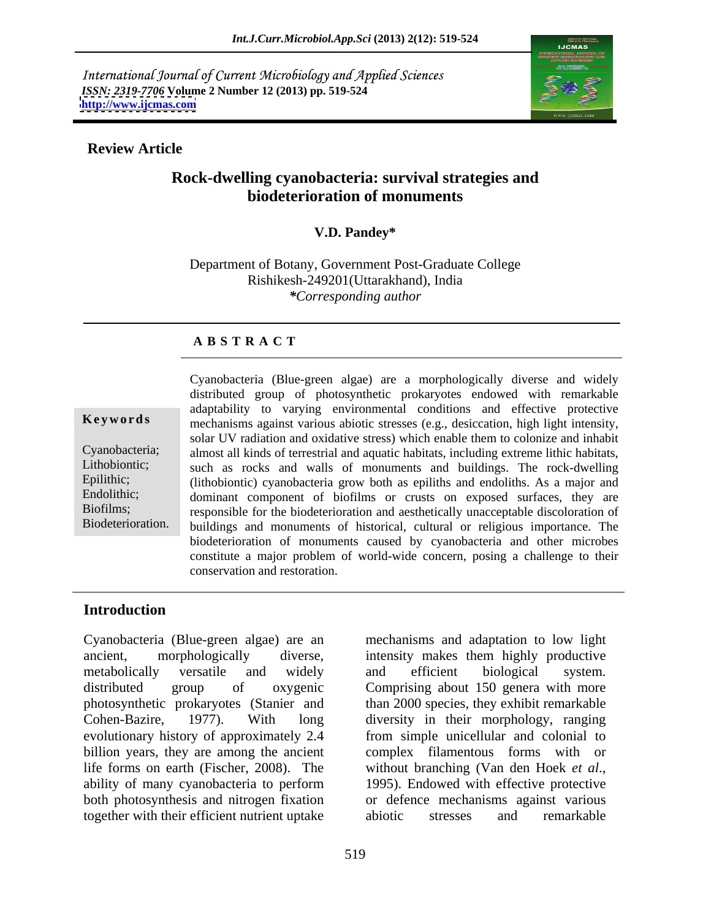International Journal of Current Microbiology and Applied Sciences
*ISSN: 2319-7706* **Volume 2 Number 12 (2013) pp. 519-524**
**http://www.ijcmas.com**

**Review Article**

# Rock-dwelling cyanobacteria: survival strategies and biodeterioration of monuments

**V.D. Pandey***

Department of Botany, Government Post-Graduate College
Rishikesh-249201(Uttarakhand), India
*\*Corresponding author*

## A B S T R A C T

**Keywords**

Cyanobacteria; Lithobiontic; Epilithic; Endolithic; Biofilms; Biodeterioration.

Cyanobacteria (Blue-green algae) are a morphologically diverse and widely distributed group of photosynthetic prokaryotes endowed with remarkable adaptability to varying environmental conditions and effective protective mechanisms against various abiotic stresses (e.g., desiccation, high light intensity, solar UV radiation and oxidative stress) which enable them to colonize and inhabit almost all kinds of terrestrial and aquatic habitats, including extreme lithic habitats, such as rocks and walls of monuments and buildings. The rock-dwelling (lithobiontic) cyanobacteria grow both as epiliths and endoliths. As a major and dominant component of biofilms or crusts on exposed surfaces, they are responsible for the biodeterioration and aesthetically unacceptable discoloration of buildings and monuments of historical, cultural or religious importance. The biodeterioration of monuments caused by cyanobacteria and other microbes constitute a major problem of world-wide concern, posing a challenge to their conservation and restoration.

## Introduction

Cyanobacteria (Blue-green algae) are an ancient, morphologically diverse, metabolically versatile and widely distributed group of oxygenic photosynthetic prokaryotes (Stanier and Cohen-Bazire, 1977). With long evolutionary history of approximately 2.4 billion years, they are among the ancient life forms on earth (Fischer, 2008). The ability of many cyanobacteria to perform both photosynthesis and nitrogen fixation together with their efficient nutrient uptake mechanisms and adaptation to low light intensity makes them highly productive and efficient biological system. Comprising about 150 genera with more than 2000 species, they exhibit remarkable diversity in their morphology, ranging from simple unicellular and colonial to complex filamentous forms with or without branching (Van den Hoek *et al*., 1995). Endowed with effective protective or defence mechanisms against various abiotic stresses and remarkable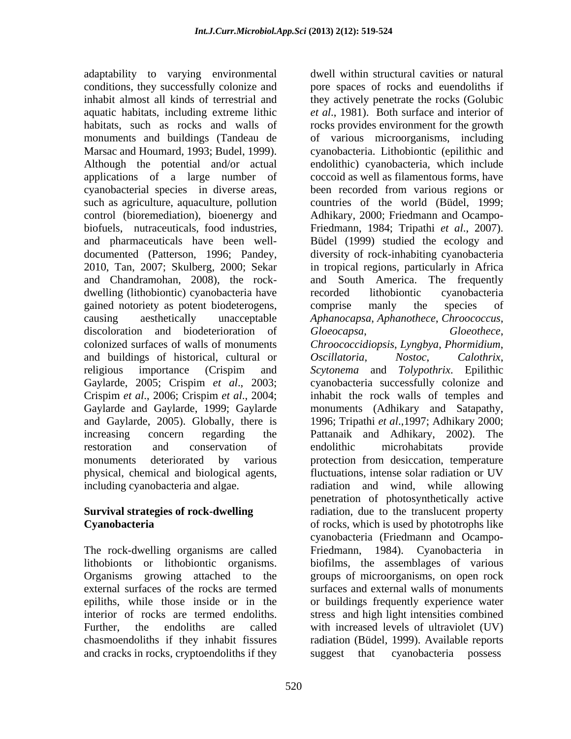adaptability to varying environmental conditions, they successfully colonize and inhabit almost all kinds of terrestrial and aquatic habitats, including extreme lithic habitats, such as rocks and walls of monuments and buildings (Tandeau de Marsac and Houmard, 1993; Budel, 1999). Although the potential and/or actual applications of a large number of cyanobacterial species in diverse areas, such as agriculture, aquaculture, pollution control (bioremediation), bioenergy and biofuels, nutraceuticals, food industries, and pharmaceuticals have been well-documented (Patterson, 1996; Pandey, 2010, Tan, 2007; Skulberg, 2000; Sekar and Chandramohan, 2008), the rock-dwelling (lithobiontic) cyanobacteria have gained notoriety as potent biodeterogens, causing aesthetically unacceptable discoloration and biodeterioration of colonized surfaces of walls of monuments and buildings of historical, cultural or religious importance (Crispim and Gaylarde, 2005; Crispim *et al*., 2003; Crispim *et al*., 2006; Crispim *et al*., 2004; Gaylarde and Gaylarde, 1999; Gaylarde and Gaylarde, 2005). Globally, there is increasing concern regarding the restoration and conservation of monuments deteriorated by various physical, chemical and biological agents, including cyanobacteria and algae.

## Survival strategies of rock-dwelling Cyanobacteria

The rock-dwelling organisms are called lithobionts or lithobiontic organisms. Organisms growing attached to the external surfaces of the rocks are termed epiliths, while those inside or in the interior of rocks are termed endoliths. Further, the endoliths are called chasmoendoliths if they inhabit fissures and cracks in rocks, cryptoendoliths if they dwell within structural cavities or natural pore spaces of rocks and euendoliths if they actively penetrate the rocks (Golubic *et al*., 1981). Both surface and interior of rocks provides environment for the growth of various microorganisms, including cyanobacteria. Lithobiontic (epilithic and endolithic) cyanobacteria, which include coccoid as well as filamentous forms, have been recorded from various regions or countries of the world (Büdel, 1999; Adhikary, 2000; Friedmann and Ocampo-Friedmann, 1984; Tripathi *et al*., 2007). Büdel (1999) studied the ecology and diversity of rock-inhabiting cyanobacteria in tropical regions, particularly in Africa and South America. The frequently recorded lithobiontic cyanobacteria comprise manly the species of *Aphanocapsa*, *Aphanothece*, *Chroococcus*, *Gloeocapsa*, *Gloeothece*, *Chroococcidiopsis*, *Lyngbya*, *Phormidium*, *Oscillatoria*, *Nostoc*, *Calothrix*, *Scytonema* and *Tolypothrix*. Epilithic cyanobacteria successfully colonize and inhabit the rock walls of temples and monuments (Adhikary and Satapathy, 1996; Tripathi *et al*.,1997; Adhikary 2000; Pattanaik and Adhikary, 2002). The endolithic microhabitats provide protection from desiccation, temperature fluctuations, intense solar radiation or UV radiation and wind, while allowing penetration of photosynthetically active radiation, due to the translucent property of rocks, which is used by phototrophs like cyanobacteria (Friedmann and Ocampo-Friedmann, 1984). Cyanobacteria in biofilms, the assemblages of various groups of microorganisms, on open rock surfaces and external walls of monuments or buildings frequently experience water stress and high light intensities combined with increased levels of ultraviolet (UV) radiation (Büdel, 1999). Available reports suggest that cyanobacteria possess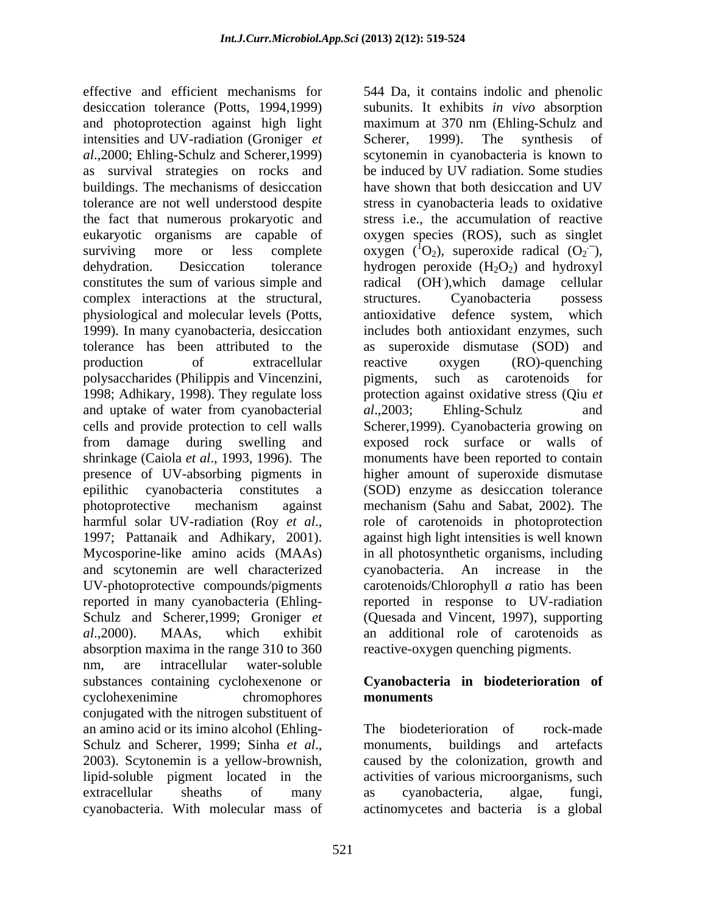effective and efficient mechanisms for desiccation tolerance (Potts, 1994,1999) and photoprotection against high light intensities and UV-radiation (Groniger *et al*.,2000; Ehling-Schulz and Scherer,1999) as survival strategies on rocks and buildings. The mechanisms of desiccation tolerance are not well understood despite the fact that numerous prokaryotic and eukaryotic organisms are capable of surviving more or less complete dehydration. Desiccation tolerance constitutes the sum of various simple and complex interactions at the structural, physiological and molecular levels (Potts, 1999). In many cyanobacteria, desiccation tolerance has been attributed to the production of extracellular polysaccharides (Philippis and Vincenzini, 1998; Adhikary, 1998). They regulate loss and uptake of water from cyanobacterial cells and provide protection to cell walls from damage during swelling and shrinkage (Caiola *et al*., 1993, 1996). The presence of UV-absorbing pigments in epilithic cyanobacteria constitutes a photoprotective mechanism against harmful solar UV-radiation (Roy *et al*., 1997; Pattanaik and Adhikary, 2001). Mycosporine-like amino acids (MAAs) and scytonemin are well characterized UV-photoprotective compounds/pigments reported in many cyanobacteria (Ehling-Schulz and Scherer,1999; Groniger *et al*.,2000). MAAs, which exhibit absorption maxima in the range 310 to 360 nm, are intracellular water-soluble substances containing cyclohexenone or cyclohexenimine chromophores conjugated with the nitrogen substituent of an amino acid or its imino alcohol (Ehling-Schulz and Scherer, 1999; Sinha *et al*., 2003). Scytonemin is a yellow-brownish, lipid-soluble pigment located in the extracellular sheaths of many cyanobacteria. With molecular mass of 544 Da, it contains indolic and phenolic subunits. It exhibits *in vivo* absorption maximum at 370 nm (Ehling-Schulz and Scherer, 1999). The synthesis of scytonemin in cyanobacteria is known to be induced by UV radiation. Some studies have shown that both desiccation and UV stress in cyanobacteria leads to oxidative stress i.e., the accumulation of reactive oxygen species (ROS), such as singlet oxygen ($^1O_2$), superoxide radical ($O_2^{-}$), hydrogen peroxide ($H_2O_2$) and hydroxyl radical ($OH^{\cdot}$),which damage cellular structures. Cyanobacteria possess antioxidative defence system, which includes both antioxidant enzymes, such as superoxide dismutase (SOD) and reactive oxygen (RO)-quenching pigments, such as carotenoids for protection against oxidative stress (Qiu *et al*.,2003; Ehling-Schulz and Scherer,1999). Cyanobacteria growing on exposed rock surface or walls of monuments have been reported to contain higher amount of superoxide dismutase (SOD) enzyme as desiccation tolerance mechanism (Sahu and Sabat, 2002). The role of carotenoids in photoprotection against high light intensities is well known in all photosynthetic organisms, including cyanobacteria. An increase in the carotenoids/Chlorophyll *a* ratio has been reported in response to UV-radiation (Quesada and Vincent, 1997), supporting an additional role of carotenoids as reactive-oxygen quenching pigments.

## Cyanobacteria in biodeterioration of monuments

The biodeterioration of rock-made monuments, buildings and artefacts caused by the colonization, growth and activities of various microorganisms, such as cyanobacteria, algae, fungi, actinomycetes and bacteria is a global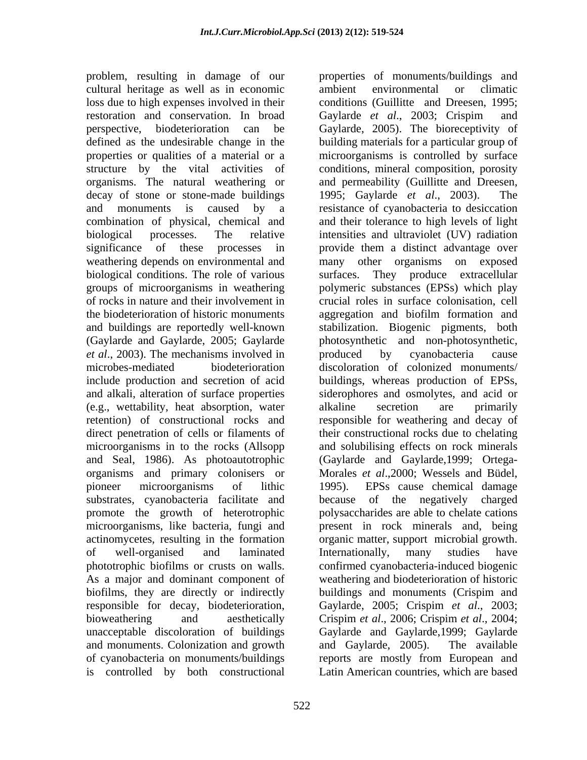problem, resulting in damage of our cultural heritage as well as in economic loss due to high expenses involved in their restoration and conservation. In broad perspective, biodeterioration can be defined as the undesirable change in the properties or qualities of a material or a structure by the vital activities of organisms. The natural weathering or decay of stone or stone-made buildings and monuments is caused by a combination of physical, chemical and biological processes. The relative significance of these processes in weathering depends on environmental and biological conditions. The role of various groups of microorganisms in weathering of rocks in nature and their involvement in the biodeterioration of historic monuments and buildings are reportedly well-known (Gaylarde and Gaylarde, 2005; Gaylarde *et al*., 2003). The mechanisms involved in microbes-mediated biodeterioration include production and secretion of acid and alkali, alteration of surface properties (e.g., wettability, heat absorption, water retention) of constructional rocks and direct penetration of cells or filaments of microorganisms in to the rocks (Allsopp and Seal, 1986). As photoautotrophic organisms and primary colonisers or pioneer microorganisms of lithic substrates, cyanobacteria facilitate and promote the growth of heterotrophic microorganisms, like bacteria, fungi and actinomycetes, resulting in the formation of well-organised and laminated phototrophic biofilms or crusts on walls. As a major and dominant component of biofilms, they are directly or indirectly responsible for decay, biodeterioration, bioweathering and aesthetically unacceptable discoloration of buildings and monuments. Colonization and growth of cyanobacteria on monuments/buildings is controlled by both constructional properties of monuments/buildings and ambient environmental or climatic conditions (Guillitte and Dreesen, 1995; Gaylarde *et al*., 2003; Crispim and Gaylarde, 2005). The bioreceptivity of building materials for a particular group of microorganisms is controlled by surface conditions, mineral composition, porosity and permeability (Guillitte and Dreesen, 1995; Gaylarde *et al*., 2003). The resistance of cyanobacteria to desiccation and their tolerance to high levels of light intensities and ultraviolet (UV) radiation provide them a distinct advantage over many other organisms on exposed surfaces. They produce extracellular polymeric substances (EPSs) which play crucial roles in surface colonisation, cell aggregation and biofilm formation and stabilization. Biogenic pigments, both photosynthetic and non-photosynthetic, produced by cyanobacteria cause discoloration of colonized monuments/ buildings, whereas production of EPSs, siderophores and osmolytes, and acid or alkaline secretion are primarily responsible for weathering and decay of their constructional rocks due to chelating and solubilising effects on rock minerals (Gaylarde and Gaylarde,1999; Ortega-Morales *et al*.,2000; Wessels and Büdel, 1995). EPSs cause chemical damage because of the negatively charged polysaccharides are able to chelate cations present in rock minerals and, being organic matter, support microbial growth. Internationally, many studies have confirmed cyanobacteria-induced biogenic weathering and biodeterioration of historic buildings and monuments (Crispim and Gaylarde, 2005; Crispim *et al*., 2003; Crispim *et al*., 2006; Crispim *et al*., 2004; Gaylarde and Gaylarde,1999; Gaylarde and Gaylarde, 2005). The available reports are mostly from European and Latin American countries, which are based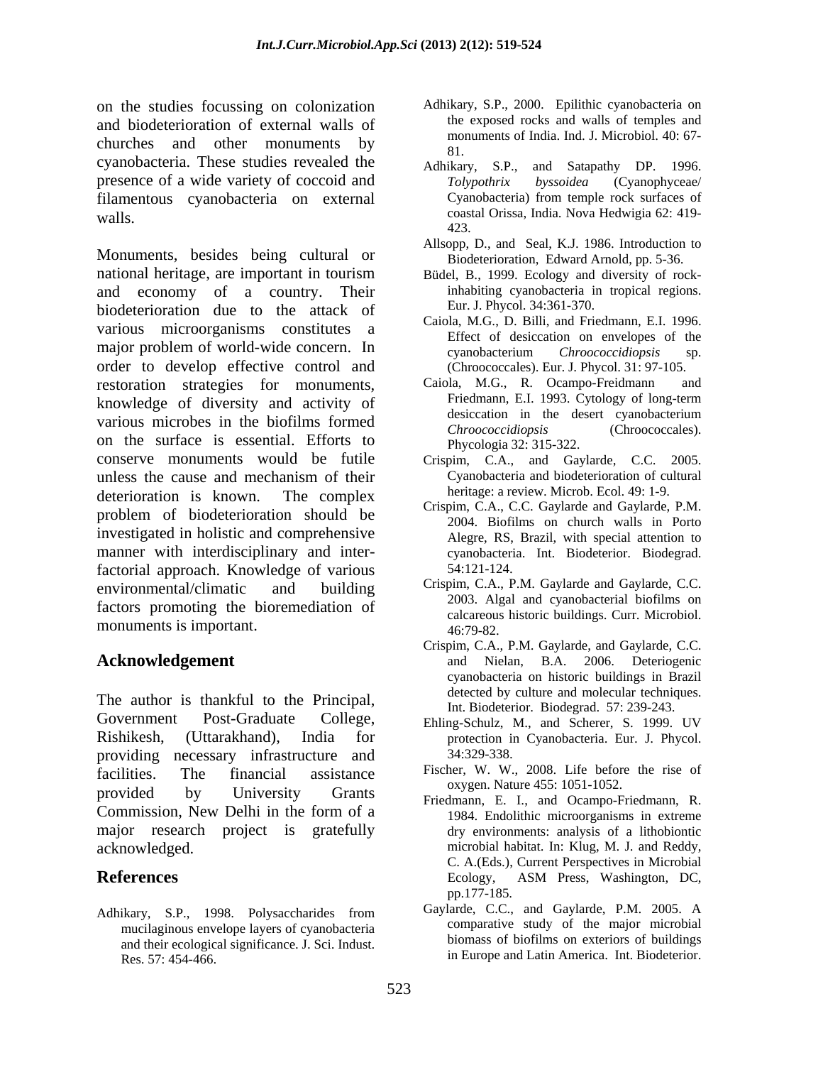on the studies focussing on colonization and biodeterioration of external walls of churches and other monuments by cyanobacteria. These studies revealed the presence of a wide variety of coccoid and filamentous cyanobacteria on external walls.

Monuments, besides being cultural or national heritage, are important in tourism and economy of a country. Their biodeterioration due to the attack of various microorganisms constitutes a major problem of world-wide concern. In order to develop effective control and restoration strategies for monuments, knowledge of diversity and activity of various microbes in the biofilms formed on the surface is essential. Efforts to conserve monuments would be futile unless the cause and mechanism of their deterioration is known. The complex problem of biodeterioration should be investigated in holistic and comprehensive manner with interdisciplinary and inter-factorial approach. Knowledge of various environmental/climatic and building factors promoting the bioremediation of monuments is important.

## Acknowledgement

The author is thankful to the Principal, Government Post-Graduate College, Rishikesh, (Uttarakhand), India for providing necessary infrastructure and facilities. The financial assistance provided by University Grants Commission, New Delhi in the form of a major research project is gratefully acknowledged.

## References

Adhikary, S.P., 1998. Polysaccharides from mucilaginous envelope layers of cyanobacteria and their ecological significance. J. Sci. Indust. Res. 57: 454-466.

Adhikary, S.P., 2000. Epilithic cyanobacteria on the exposed rocks and walls of temples and monuments of India. Ind. J. Microbiol. 40: 67-81.

Adhikary, S.P., and Satapathy DP. 1996. *Tolypothrix byssoidea* (Cyanophyceae/ Cyanobacteria) from temple rock surfaces of coastal Orissa, India. Nova Hedwigia 62: 419-423.

Allsopp, D., and Seal, K.J. 1986. Introduction to Biodeterioration, Edward Arnold, pp. 5-36.

Büdel, B., 1999. Ecology and diversity of rock-inhabiting cyanobacteria in tropical regions. Eur. J. Phycol. 34:361-370.

Caiola, M.G., D. Billi, and Friedmann, E.I. 1996. Effect of desiccation on envelopes of the cyanobacterium *Chroococcidiopsis* sp. (Chroococcales). Eur. J. Phycol. 31: 97-105.

Caiola, M.G., R. Ocampo-Freidmann and Friedmann, E.I. 1993. Cytology of long-term desiccation in the desert cyanobacterium *Chroococcidiopsis* (Chroococcales). Phycologia 32: 315-322.

Crispim, C.A., and Gaylarde, C.C. 2005. Cyanobacteria and biodeterioration of cultural heritage: a review. Microb. Ecol. 49: 1-9.

Crispim, C.A., C.C. Gaylarde and Gaylarde, P.M. 2004. Biofilms on church walls in Porto Alegre, RS, Brazil, with special attention to cyanobacteria. Int. Biodeterior. Biodegrad. 54:121-124.

Crispim, C.A., P.M. Gaylarde and Gaylarde, C.C. 2003. Algal and cyanobacterial biofilms on calcareous historic buildings. Curr. Microbiol. 46:79-82.

Crispim, C.A., P.M. Gaylarde, and Gaylarde, C.C. and Nielan, B.A. 2006. Deteriogenic cyanobacteria on historic buildings in Brazil detected by culture and molecular techniques. Int. Biodeterior. Biodegrad. 57: 239-243.

Ehling-Schulz, M., and Scherer, S. 1999. UV protection in Cyanobacteria. Eur. J. Phycol. 34:329-338.

Fischer, W. W., 2008. Life before the rise of oxygen. Nature 455: 1051-1052.

Friedmann, E. I., and Ocampo-Friedmann, R. 1984. Endolithic microorganisms in extreme dry environments: analysis of a lithobiontic microbial habitat. In: Klug, M. J. and Reddy, C. A.(Eds.), Current Perspectives in Microbial Ecology, ASM Press, Washington, DC, pp.177-185.

Gaylarde, C.C., and Gaylarde, P.M. 2005. A comparative study of the major microbial biomass of biofilms on exteriors of buildings in Europe and Latin America. Int. Biodeterior.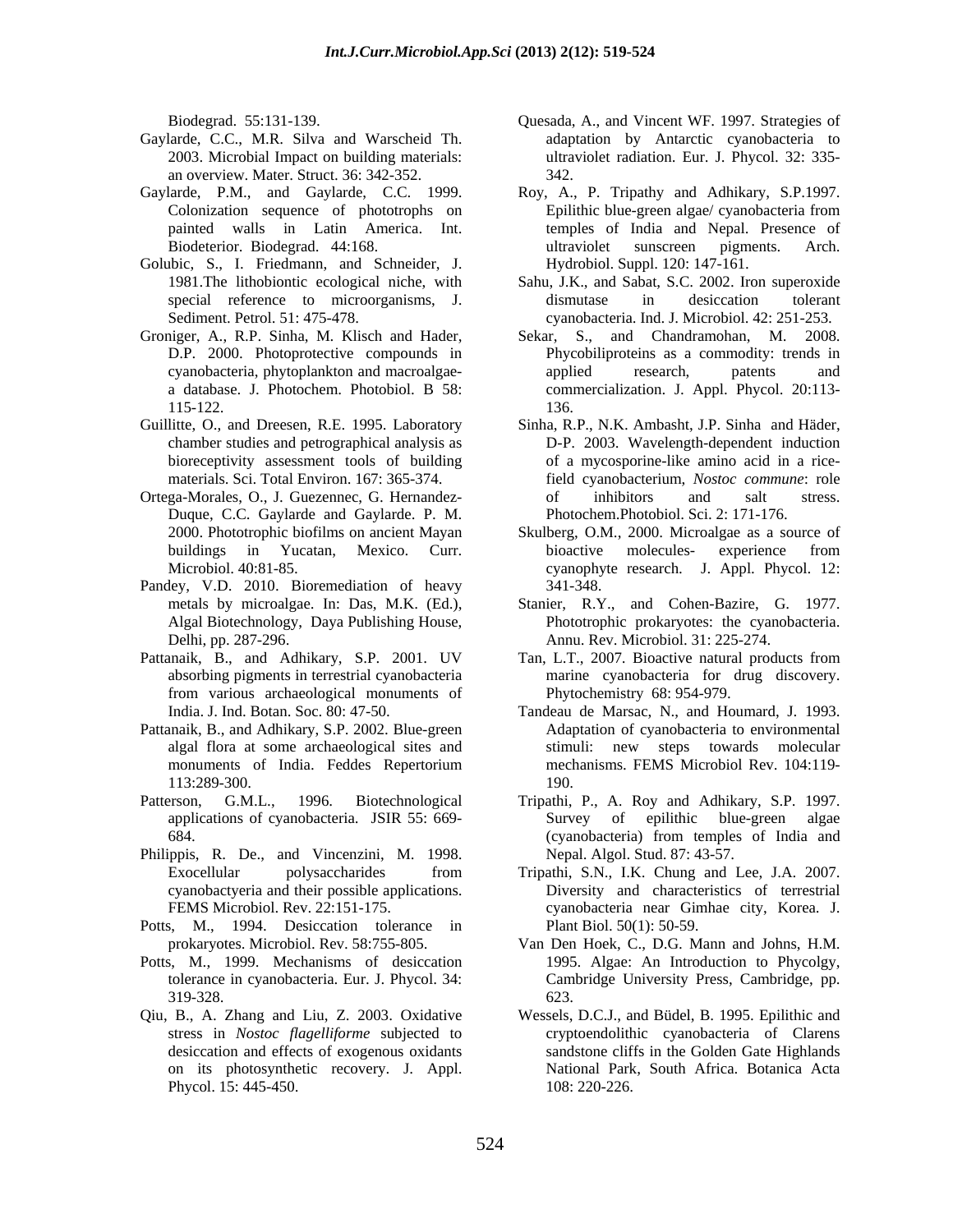Biodegrad. 55:131-139.

Gaylarde, C.C., M.R. Silva and Warscheid Th. 2003. Microbial Impact on building materials: an overview. Mater. Struct. 36: 342-352.

Gaylarde, P.M., and Gaylarde, C.C. 1999. Colonization sequence of phototrophs on painted walls in Latin America. Int. Biodeterior. Biodegrad. 44:168.

Golubic, S., I. Friedmann, and Schneider, J. 1981.The lithobiontic ecological niche, with special reference to microorganisms, J. Sediment. Petrol. 51: 475-478.

Groniger, A., R.P. Sinha, M. Klisch and Hader, D.P. 2000. Photoprotective compounds in cyanobacteria, phytoplankton and macroalgae- a database. J. Photochem. Photobiol. B 58: 115-122.

Guillitte, O., and Dreesen, R.E. 1995. Laboratory chamber studies and petrographical analysis as bioreceptivity assessment tools of building materials. Sci. Total Environ. 167: 365-374.

Ortega-Morales, O., J. Guezennec, G. Hernandez-Duque, C.C. Gaylarde and Gaylarde. P. M. 2000. Phototrophic biofilms on ancient Mayan buildings in Yucatan, Mexico. Curr. Microbiol. 40:81-85.

Pandey, V.D. 2010. Bioremediation of heavy metals by microalgae. In: Das, M.K. (Ed.), Algal Biotechnology, Daya Publishing House, Delhi, pp. 287-296.

Pattanaik, B., and Adhikary, S.P. 2001. UV absorbing pigments in terrestrial cyanobacteria from various archaeological monuments of India. J. Ind. Botan. Soc. 80: 47-50.

Pattanaik, B., and Adhikary, S.P. 2002. Blue-green algal flora at some archaeological sites and monuments of India. Feddes Repertorium 113:289-300.

Patterson, G.M.L., 1996. Biotechnological applications of cyanobacteria. JSIR 55: 669-684.

Philippis, R. De., and Vincenzini, M. 1998. Exocellular polysaccharides from cyanobactyeria and their possible applications. FEMS Microbiol. Rev. 22:151-175.

Potts, M., 1994. Desiccation tolerance in prokaryotes. Microbiol. Rev. 58:755-805.

Potts, M., 1999. Mechanisms of desiccation tolerance in cyanobacteria. Eur. J. Phycol. 34: 319-328.

Qiu, B., A. Zhang and Liu, Z. 2003. Oxidative stress in *Nostoc flagelliforme* subjected to desiccation and effects of exogenous oxidants on its photosynthetic recovery. J. Appl. Phycol. 15: 445-450.

Quesada, A., and Vincent WF. 1997. Strategies of adaptation by Antarctic cyanobacteria to ultraviolet radiation. Eur. J. Phycol. 32: 335-342.

Roy, A., P. Tripathy and Adhikary, S.P.1997. Epilithic blue-green algae/ cyanobacteria from temples of India and Nepal. Presence of ultraviolet sunscreen pigments. Arch. Hydrobiol. Suppl. 120: 147-161.

Sahu, J.K., and Sabat, S.C. 2002. Iron superoxide dismutase in desiccation tolerant cyanobacteria. Ind. J. Microbiol. 42: 251-253.

Sekar, S., and Chandramohan, M. 2008. Phycobiliproteins as a commodity: trends in applied research, patents and commercialization. J. Appl. Phycol. 20:113-136.

Sinha, R.P., N.K. Ambasht, J.P. Sinha and Häder, D-P. 2003. Wavelength-dependent induction of a mycosporine-like amino acid in a rice-field cyanobacterium, *Nostoc commune*: role of inhibitors and salt stress. Photochem.Photobiol. Sci. 2: 171-176.

Skulberg, O.M., 2000. Microalgae as a source of bioactive molecules- experience from cyanophyte research. J. Appl. Phycol. 12: 341-348.

Stanier, R.Y., and Cohen-Bazire, G. 1977. Phototrophic prokaryotes: the cyanobacteria. Annu. Rev. Microbiol. 31: 225-274.

Tan, L.T., 2007. Bioactive natural products from marine cyanobacteria for drug discovery. Phytochemistry 68: 954-979.

Tandeau de Marsac, N., and Houmard, J. 1993. Adaptation of cyanobacteria to environmental stimuli: new steps towards molecular mechanisms. FEMS Microbiol Rev. 104:119-190.

Tripathi, P., A. Roy and Adhikary, S.P. 1997. Survey of epilithic blue-green algae (cyanobacteria) from temples of India and Nepal. Algol. Stud. 87: 43-57.

Tripathi, S.N., I.K. Chung and Lee, J.A. 2007. Diversity and characteristics of terrestrial cyanobacteria near Gimhae city, Korea. J. Plant Biol. 50(1): 50-59.

Van Den Hoek, C., D.G. Mann and Johns, H.M. 1995. Algae: An Introduction to Phycolgy, Cambridge University Press, Cambridge, pp. 623.

Wessels, D.C.J., and Büdel, B. 1995. Epilithic and cryptoendolithic cyanobacteria of Clarens sandstone cliffs in the Golden Gate Highlands National Park, South Africa. Botanica Acta 108: 220-226.